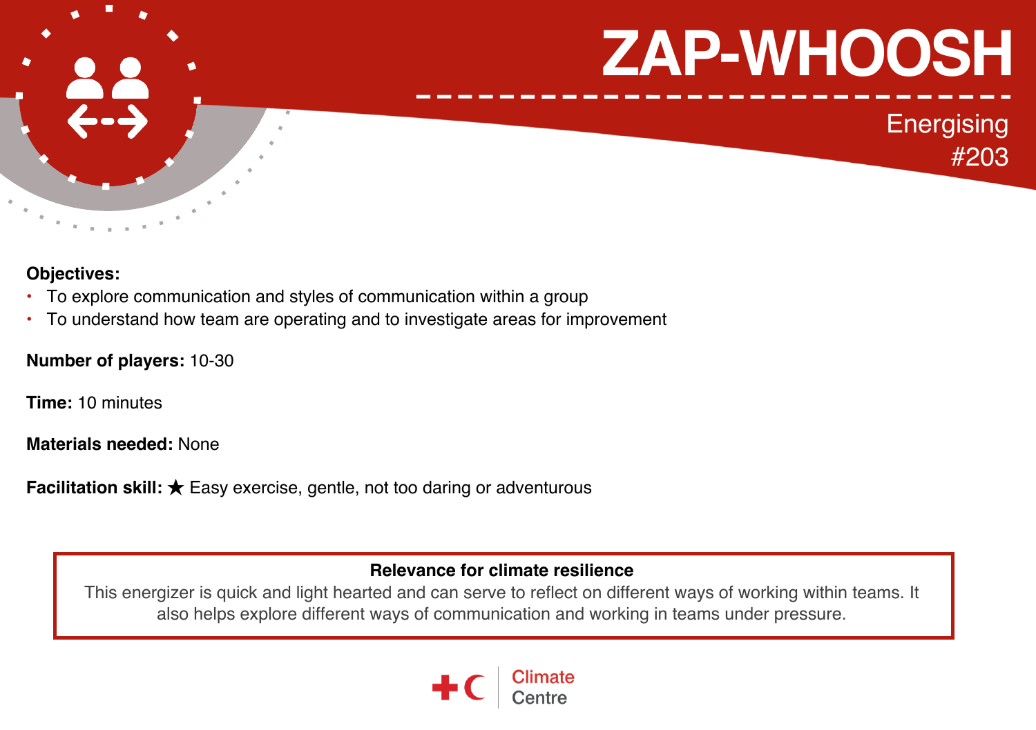# ZAP-WHOOSH

Energising
#203

**Objectives:**

- To explore communication and styles of communication within a group
- To understand how team are operating and to investigate areas for improvement

**Number of players:** 10-30

**Time:** 10 minutes

**Materials needed:** None

**Facilitation skill:** ★ Easy exercise, gentle, not too daring or adventurous

**Relevance for climate resilience**

This energizer is quick and light hearted and can serve to reflect on different ways of working within teams. It also helps explore different ways of communication and working in teams under pressure.

Climate Centre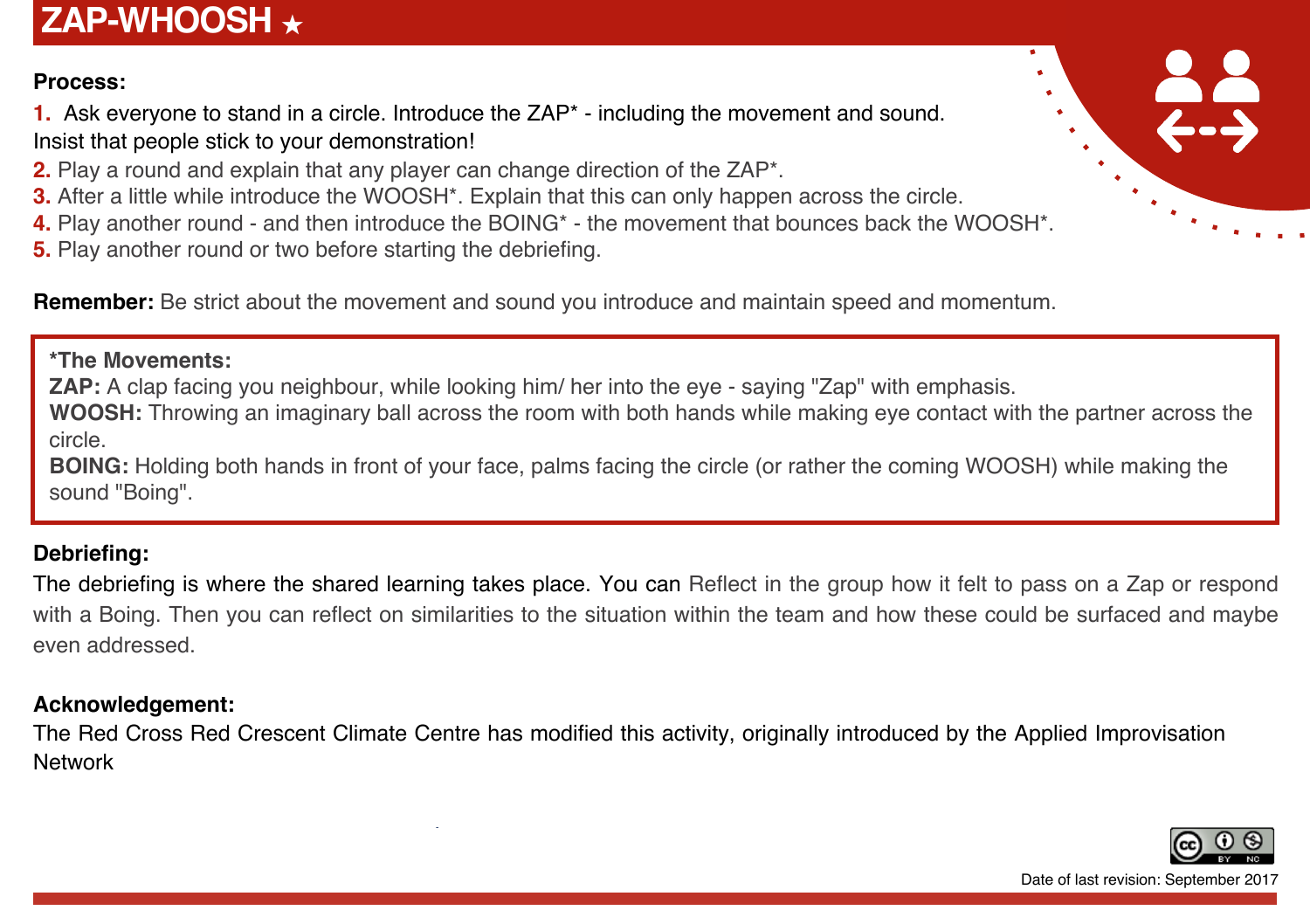# ZAP-WHOOSH ★

**Process:**

1. Ask everyone to stand in a circle. Introduce the ZAP* - including the movement and sound. Insist that people stick to your demonstration!
2. Play a round and explain that any player can change direction of the ZAP*.
3. After a little while introduce the WOOSH*. Explain that this can only happen across the circle.
4. Play another round - and then introduce the BOING* - the movement that bounces back the WOOSH*.
5. Play another round or two before starting the debriefing.

**Remember:** Be strict about the movement and sound you introduce and maintain speed and momentum.

**\*The Movements:**
**ZAP:** A clap facing you neighbour, while looking him/ her into the eye - saying "Zap" with emphasis.
**WOOSH:** Throwing an imaginary ball across the room with both hands while making eye contact with the partner across the circle.
**BOING:** Holding both hands in front of your face, palms facing the circle (or rather the coming WOOSH) while making the sound "Boing".

**Debriefing:**

The debriefing is where the shared learning takes place. You can Reflect in the group how it felt to pass on a Zap or respond with a Boing. Then you can reflect on similarities to the situation within the team and how these could be surfaced and maybe even addressed.

**Acknowledgement:**

The Red Cross Red Crescent Climate Centre has modified this activity, originally introduced by the Applied Improvisation Network

Date of last revision: September 2017